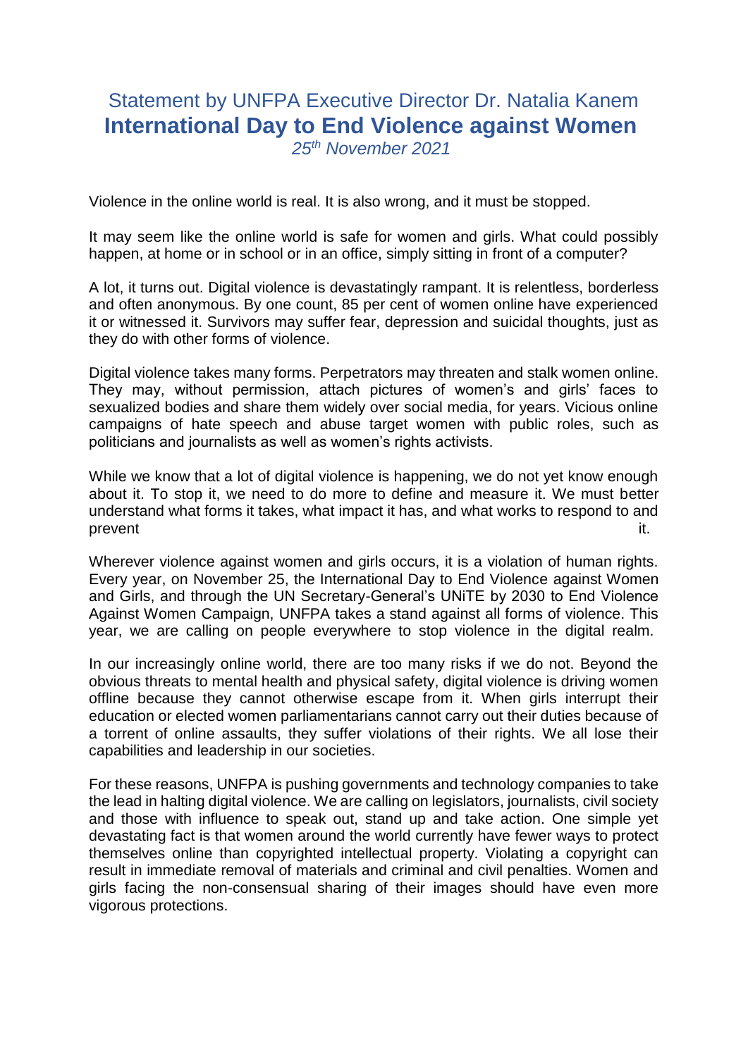# Statement by UNFPA Executive Director Dr. Natalia Kanem

# International Day to End Violence against Women

*25th November 2021*

Violence in the online world is real. It is also wrong, and it must be stopped.

It may seem like the online world is safe for women and girls. What could possibly happen, at home or in school or in an office, simply sitting in front of a computer?

A lot, it turns out. Digital violence is devastatingly rampant. It is relentless, borderless and often anonymous. By one count, 85 per cent of women online have experienced it or witnessed it. Survivors may suffer fear, depression and suicidal thoughts, just as they do with other forms of violence.

Digital violence takes many forms. Perpetrators may threaten and stalk women online. They may, without permission, attach pictures of women's and girls' faces to sexualized bodies and share them widely over social media, for years. Vicious online campaigns of hate speech and abuse target women with public roles, such as politicians and journalists as well as women's rights activists.

While we know that a lot of digital violence is happening, we do not yet know enough about it. To stop it, we need to do more to define and measure it. We must better understand what forms it takes, what impact it has, and what works to respond to and prevent it.

Wherever violence against women and girls occurs, it is a violation of human rights. Every year, on November 25, the International Day to End Violence against Women and Girls, and through the UN Secretary-General's UNiTE by 2030 to End Violence Against Women Campaign, UNFPA takes a stand against all forms of violence. This year, we are calling on people everywhere to stop violence in the digital realm.

In our increasingly online world, there are too many risks if we do not. Beyond the obvious threats to mental health and physical safety, digital violence is driving women offline because they cannot otherwise escape from it. When girls interrupt their education or elected women parliamentarians cannot carry out their duties because of a torrent of online assaults, they suffer violations of their rights. We all lose their capabilities and leadership in our societies.

For these reasons, UNFPA is pushing governments and technology companies to take the lead in halting digital violence. We are calling on legislators, journalists, civil society and those with influence to speak out, stand up and take action. One simple yet devastating fact is that women around the world currently have fewer ways to protect themselves online than copyrighted intellectual property. Violating a copyright can result in immediate removal of materials and criminal and civil penalties. Women and girls facing the non-consensual sharing of their images should have even more vigorous protections.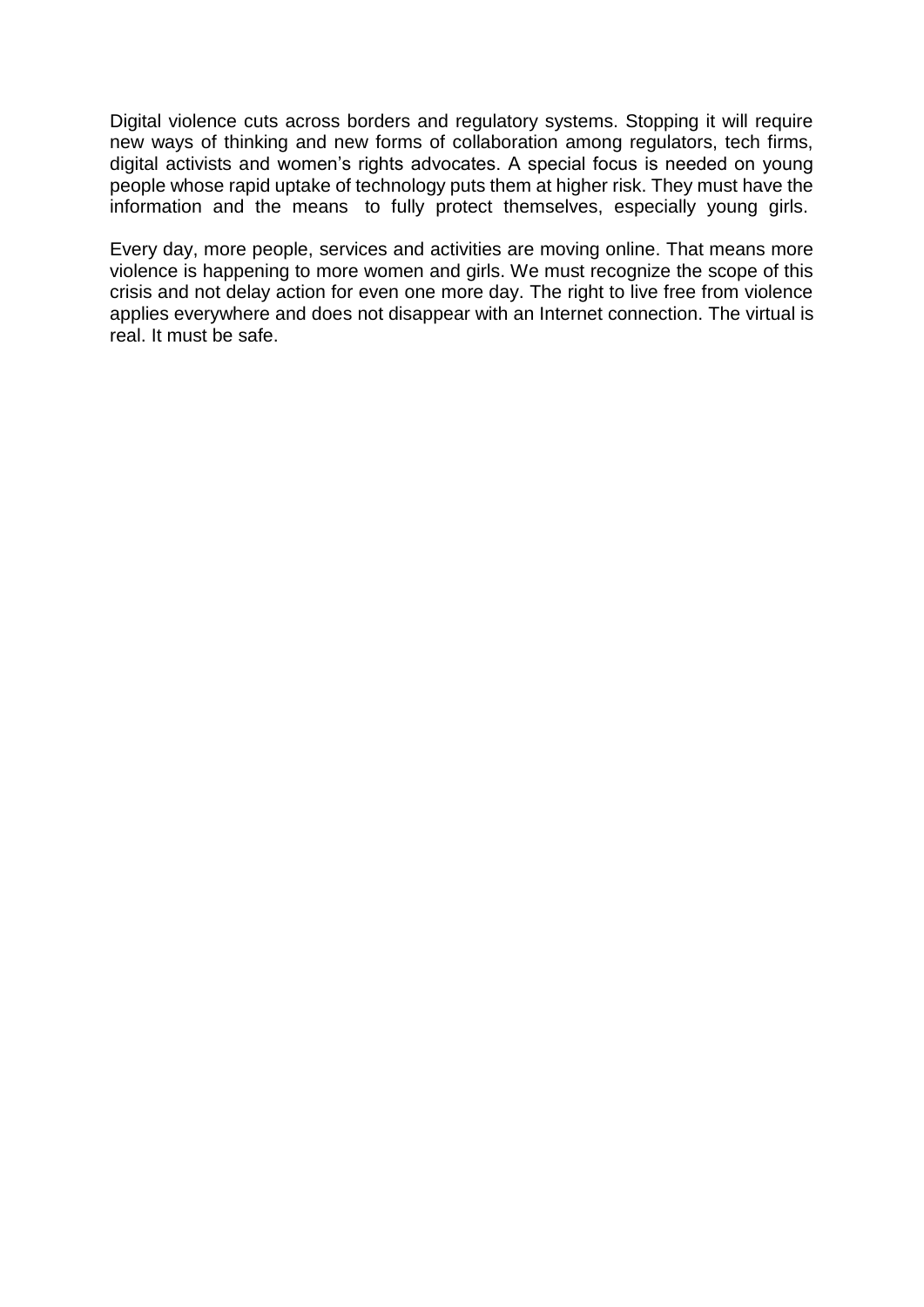Digital violence cuts across borders and regulatory systems. Stopping it will require new ways of thinking and new forms of collaboration among regulators, tech firms, digital activists and women's rights advocates. A special focus is needed on young people whose rapid uptake of technology puts them at higher risk. They must have the information and the means to fully protect themselves, especially young girls.

Every day, more people, services and activities are moving online. That means more violence is happening to more women and girls. We must recognize the scope of this crisis and not delay action for even one more day. The right to live free from violence applies everywhere and does not disappear with an Internet connection. The virtual is real. It must be safe.